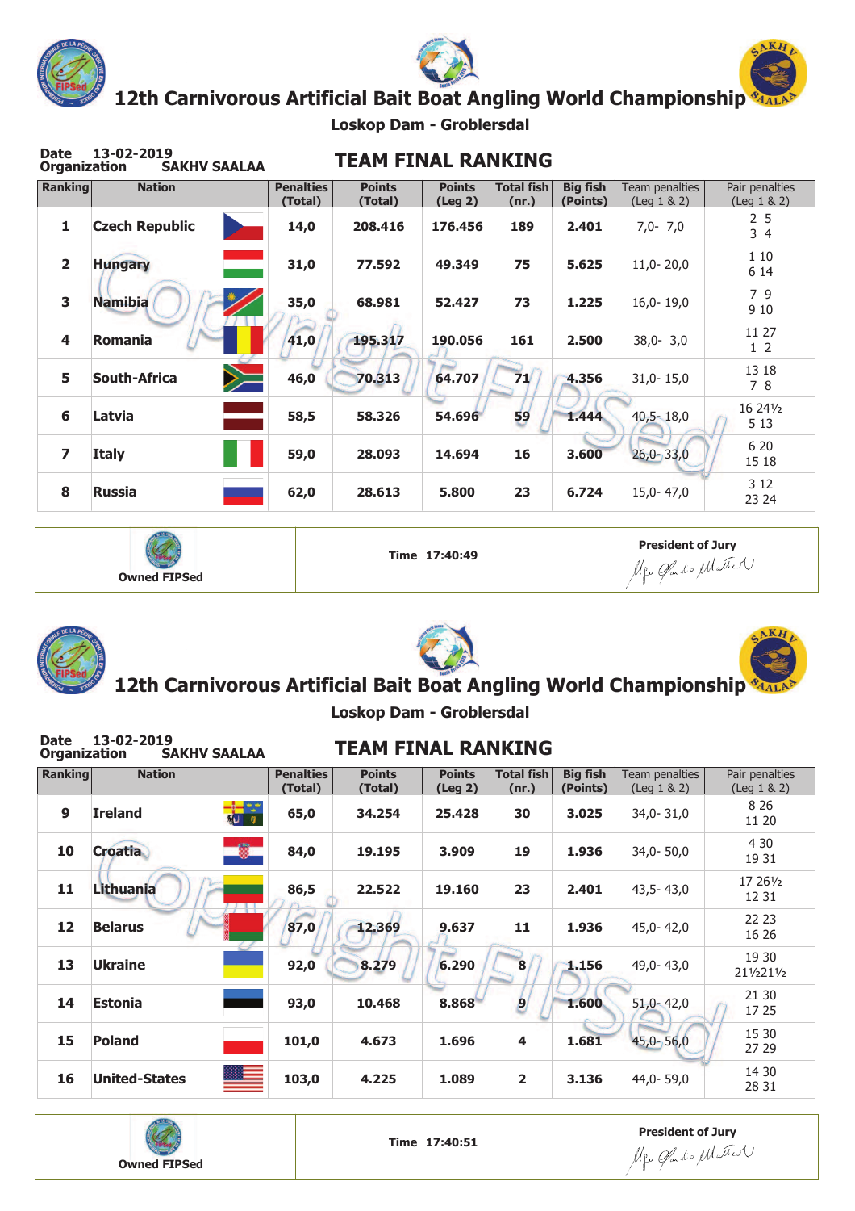# 12th Carnivorous Artificial Bait Boat Angling World Championship

**Loskop Dam - Groblersdal**

**Date** 13-02-2019
**Organization** SAKHV SAALAA

## TEAM FINAL RANKING

| Ranking | Nation | | Penalties (Total) | Points (Total) | Points (Leg 2) | Total fish (nr.) | Big fish (Points) | Team penalties (Leg 1 & 2) | Pair penalties (Leg 1 & 2) |
|---|---|---|---|---|---|---|---|---|---|
| 1 | Czech Republic | | 14,0 | 208.416 | 176.456 | 189 | 2.401 | 7,0- 7,0 | 2 5<br>3 4 |
| 2 | Hungary | | 31,0 | 77.592 | 49.349 | 75 | 5.625 | 11,0- 20,0 | 1 10<br>6 14 |
| 3 | Namibia | | 35,0 | 68.981 | 52.427 | 73 | 1.225 | 16,0- 19,0 | 7 9<br>9 10 |
| 4 | Romania | | 41,0 | 195.317 | 190.056 | 161 | 2.500 | 38,0- 3,0 | 11 27<br>1 2 |
| 5 | South-Africa | | 46,0 | 70.313 | 64.707 | 71 | 4.356 | 31,0- 15,0 | 13 18<br>7 8 |
| 6 | Latvia | | 58,5 | 58.326 | 54.696 | 59 | 1.444 | 40,5- 18,0 | 16 24½<br>5 13 |
| 7 | Italy | | 59,0 | 28.093 | 14.694 | 16 | 3.600 | 26,0- 33,0 | 6 20<br>15 18 |
| 8 | Russia | | 62,0 | 28.613 | 5.800 | 23 | 6.724 | 15,0- 47,0 | 3 12<br>23 24 |

| Owned FIPSed | Time 17:40:49 | President of Jury |
|---|---|---|

# 12th Carnivorous Artificial Bait Boat Angling World Championship

**Loskop Dam - Groblersdal**

**Date** 13-02-2019
**Organization** SAKHV SAALAA

## TEAM FINAL RANKING

| Ranking | Nation | | Penalties (Total) | Points (Total) | Points (Leg 2) | Total fish (nr.) | Big fish (Points) | Team penalties (Leg 1 & 2) | Pair penalties (Leg 1 & 2) |
|---|---|---|---|---|---|---|---|---|---|
| 9 | Ireland | | 65,0 | 34.254 | 25.428 | 30 | 3.025 | 34,0- 31,0 | 8 26<br>11 20 |
| 10 | Croatia | | 84,0 | 19.195 | 3.909 | 19 | 1.936 | 34,0- 50,0 | 4 30<br>19 31 |
| 11 | Lithuania | | 86,5 | 22.522 | 19.160 | 23 | 2.401 | 43,5- 43,0 | 17 26½<br>12 31 |
| 12 | Belarus | | 87,0 | 12.369 | 9.637 | 11 | 1.936 | 45,0- 42,0 | 22 23<br>16 26 |
| 13 | Ukraine | | 92,0 | 8.279 | 6.290 | 8 | 1.156 | 49,0- 43,0 | 19 30<br>21½21½ |
| 14 | Estonia | | 93,0 | 10.468 | 8.868 | 9 | 1.600 | 51,0- 42,0 | 21 30<br>17 25 |
| 15 | Poland | | 101,0 | 4.673 | 1.696 | 4 | 1.681 | 45,0- 56,0 | 15 30<br>27 29 |
| 16 | United-States | | 103,0 | 4.225 | 1.089 | 2 | 3.136 | 44,0- 59,0 | 14 30<br>28 31 |

| Owned FIPSed | Time 17:40:51 | President of Jury |
|---|---|---|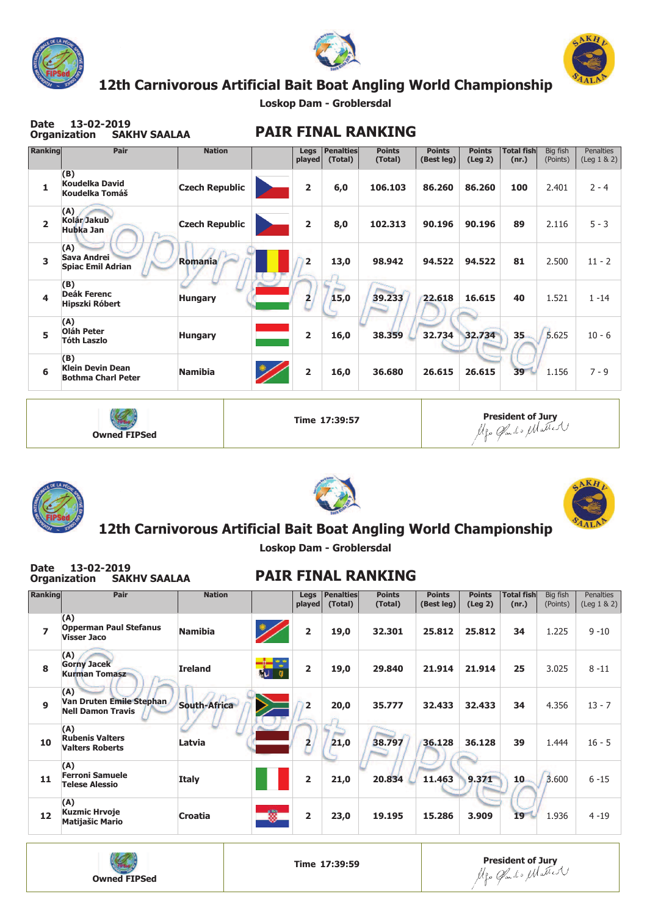# 12th Carnivorous Artificial Bait Boat Angling World Championship

**Loskop Dam - Groblersdal**

**Date** 13-02-2019
**Organization** SAKHV SAALAA

## PAIR FINAL RANKING

| Ranking | Pair | Nation | | Legs played | Penalties (Total) | Points (Total) | Points (Best leg) | Points (Leg 2) | Total fish (nr.) | Big fish (Points) | Penalties (Leg 1 & 2) |
|---|---|---|---|---|---|---|---|---|---|---|---|
| 1 | (B) Koudelka David Koudelka Tomáš | Czech Republic | | 2 | 6,0 | 106.103 | 86.260 | 86.260 | 100 | 2.401 | 2 - 4 |
| 2 | (A) Kolár Jakub Hubka Jan | Czech Republic | | 2 | 8,0 | 102.313 | 90.196 | 90.196 | 89 | 2.116 | 5 - 3 |
| 3 | (A) Sava Andrei Spiac Emil Adrian | Romania | | 2 | 13,0 | 98.942 | 94.522 | 94.522 | 81 | 2.500 | 11 - 2 |
| 4 | (B) Deák Ferenc Hipszki Róbert | Hungary | | 2 | 15,0 | 39.233 | 22.618 | 16.615 | 40 | 1.521 | 1 -14 |
| 5 | (A) Oláh Peter Tóth Laszlo | Hungary | | 2 | 16,0 | 38.359 | 32.734 | 32.734 | 35 | 5.625 | 10 - 6 |
| 6 | (B) Klein Devin Dean Bothma Charl Peter | Namibia | | 2 | 16,0 | 36.680 | 26.615 | 26.615 | 39 | 1.156 | 7 - 9 |

Owned FIPSed | Time 17:39:57 | President of Jury

# 12th Carnivorous Artificial Bait Boat Angling World Championship

**Loskop Dam - Groblersdal**

**Date** 13-02-2019
**Organization** SAKHV SAALAA

## PAIR FINAL RANKING

| Ranking | Pair | Nation | | Legs played | Penalties (Total) | Points (Total) | Points (Best leg) | Points (Leg 2) | Total fish (nr.) | Big fish (Points) | Penalties (Leg 1 & 2) |
|---|---|---|---|---|---|---|---|---|---|---|---|
| 7 | (A) Opperman Paul Stefanus Visser Jaco | Namibia | | 2 | 19,0 | 32.301 | 25.812 | 25.812 | 34 | 1.225 | 9 -10 |
| 8 | (A) Gorny Jacek Kurman Tomasz | Ireland | | 2 | 19,0 | 29.840 | 21.914 | 21.914 | 25 | 3.025 | 8 -11 |
| 9 | (A) Van Druten Emile Stephan Nell Damon Travis | South-Africa | | 2 | 20,0 | 35.777 | 32.433 | 32.433 | 34 | 4.356 | 13 - 7 |
| 10 | (A) Rubenis Valters Valters Roberts | Latvia | | 2 | 21,0 | 38.797 | 36.128 | 36.128 | 39 | 1.444 | 16 - 5 |
| 11 | (A) Ferroni Samuele Telese Alessio | Italy | | 2 | 21,0 | 20.834 | 11.463 | 9.371 | 10 | 3.600 | 6 -15 |
| 12 | (A) Kuzmic Hrvoje Matijašic Mario | Croatia | | 2 | 23,0 | 19.195 | 15.286 | 3.909 | 19 | 1.936 | 4 -19 |

Owned FIPSed | Time 17:39:59 | President of Jury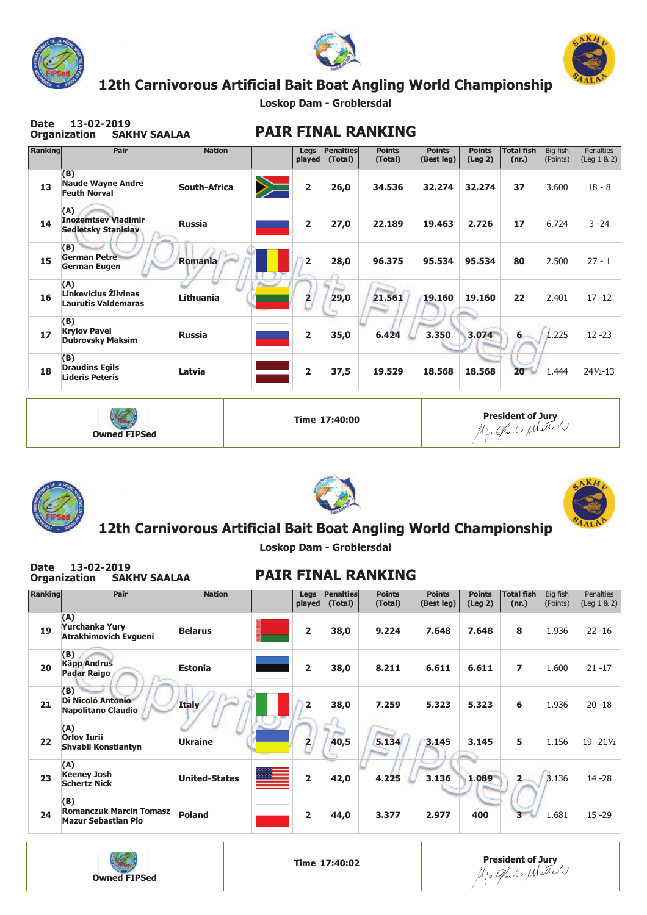# 12th Carnivorous Artificial Bait Boat Angling World Championship

**Loskop Dam - Groblersdal**

**Date** 13-02-2019
**Organization** SAKHV SAALAA

## PAIR FINAL RANKING

| Ranking | Pair | Nation | | Legs played | Penalties (Total) | Points (Total) | Points (Best leg) | Points (Leg 2) | Total fish (nr.) | Big fish (Points) | Penalties (Leg 1 & 2) |
|---|---|---|---|---|---|---|---|---|---|---|---|
| 13 | (B) Naude Wayne Andre Feuth Norval | South-Africa | | 2 | 26,0 | 34.536 | 32.274 | 32.274 | 37 | 3.600 | 18 - 8 |
| 14 | (A) Inozemtsev Vladimir Sedletsky Stanislav | Russia | | 2 | 27,0 | 22.189 | 19.463 | 2.726 | 17 | 6.724 | 3 -24 |
| 15 | (B) German Petre German Eugen | Romania | | 2 | 28,0 | 96.375 | 95.534 | 95.534 | 80 | 2.500 | 27 - 1 |
| 16 | (A) Linkevicius Žilvinas Laurutis Valdemaras | Lithuania | | 2 | 29,0 | 21.561 | 19.160 | 19.160 | 22 | 2.401 | 17 -12 |
| 17 | (B) Krylov Pavel Dubrovsky Maksim | Russia | | 2 | 35,0 | 6.424 | 3.350 | 3.074 | 6 | 1.225 | 12 -23 |
| 18 | (B) Draudins Egils Lideris Peteris | Latvia | | 2 | 37,5 | 19.529 | 18.568 | 18.568 | 20 | 1.444 | 24½-13 |

Owned FIPSed | Time 17:40:00 | President of Jury

# 12th Carnivorous Artificial Bait Boat Angling World Championship

**Loskop Dam - Groblersdal**

**Date** 13-02-2019
**Organization** SAKHV SAALAA

## PAIR FINAL RANKING

| Ranking | Pair | Nation | | Legs played | Penalties (Total) | Points (Total) | Points (Best leg) | Points (Leg 2) | Total fish (nr.) | Big fish (Points) | Penalties (Leg 1 & 2) |
|---|---|---|---|---|---|---|---|---|---|---|---|
| 19 | (A) Yurchanka Yury Atrakhimovich Evgueni | Belarus | | 2 | 38,0 | 9.224 | 7.648 | 7.648 | 8 | 1.936 | 22 -16 |
| 20 | (B) Käpp Andrus Padar Raigo | Estonia | | 2 | 38,0 | 8.211 | 6.611 | 6.611 | 7 | 1.600 | 21 -17 |
| 21 | (B) Di Nicolò Antonio Napolitano Claudio | Italy | | 2 | 38,0 | 7.259 | 5.323 | 5.323 | 6 | 1.936 | 20 -18 |
| 22 | (A) Orlov Iurii Shvabii Konstiantyn | Ukraine | | 2 | 40,5 | 5.134 | 3.145 | 3.145 | 5 | 1.156 | 19 -21½ |
| 23 | (A) Keeney Josh Schertz Nick | United-States | | 2 | 42,0 | 4.225 | 3.136 | 1.089 | 2 | 3.136 | 14 -28 |
| 24 | (B) Romanczuk Marcin Tomasz Mazur Sebastian Pio | Poland | | 2 | 44,0 | 3.377 | 2.977 | 400 | 3 | 1.681 | 15 -29 |

Owned FIPSed | Time 17:40:02 | President of Jury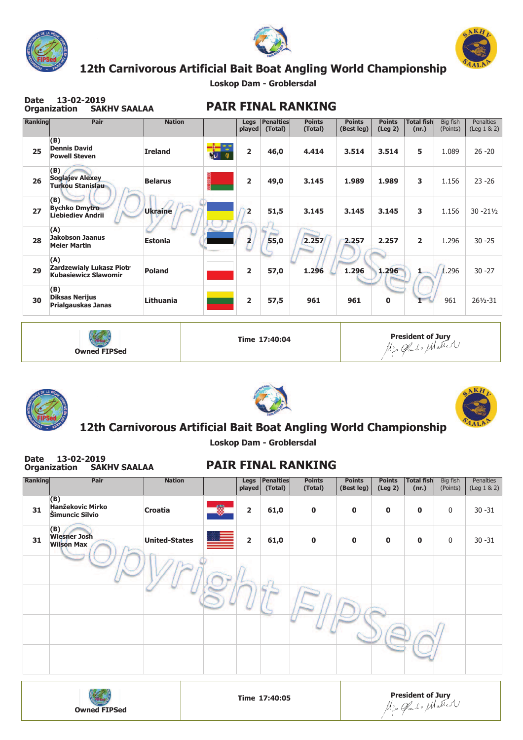# 12th Carnivorous Artificial Bait Boat Angling World Championship

**Loskop Dam - Groblersdal**

**Date** 13-02-2019
**Organization** SAKHV SAALAA

## PAIR FINAL RANKING

| Ranking | Pair | Nation | | Legs played | Penalties (Total) | Points (Total) | Points (Best leg) | Points (Leg 2) | Total fish (nr.) | Big fish (Points) | Penalties (Leg 1 & 2) |
|---|---|---|---|---|---|---|---|---|---|---|---|
| 25 | (B) Dennis David Powell Steven | Ireland | | 2 | 46,0 | 4.414 | 3.514 | 3.514 | 5 | 1.089 | 26 -20 |
| 26 | (B) Soglajev Alexey Turkou Stanislau | Belarus | | 2 | 49,0 | 3.145 | 1.989 | 1.989 | 3 | 1.156 | 23 -26 |
| 27 | (B) Bychko Dmytro Liebiediev Andrii | Ukraine | | 2 | 51,5 | 3.145 | 3.145 | 3.145 | 3 | 1.156 | 30 -21½ |
| 28 | (A) Jakobson Jaanus Meier Martin | Estonia | | 2 | 55,0 | 2.257 | 2.257 | 2.257 | 2 | 1.296 | 30 -25 |
| 29 | (A) Zardzewialy Lukasz Piotr Kubasiewicz Slawomir | Poland | | 2 | 57,0 | 1.296 | 1.296 | 1.296 | 1 | 1.296 | 30 -27 |
| 30 | (B) Diksas Nerijus Prialgauskas Janas | Lithuania | | 2 | 57,5 | 961 | 961 | 0 | 1 | 961 | 26½-31 |

Owned FIPSed | Time 17:40:04 | President of Jury

# 12th Carnivorous Artificial Bait Boat Angling World Championship

**Loskop Dam - Groblersdal**

**Date** 13-02-2019
**Organization** SAKHV SAALAA

## PAIR FINAL RANKING

| Ranking | Pair | Nation | | Legs played | Penalties (Total) | Points (Total) | Points (Best leg) | Points (Leg 2) | Total fish (nr.) | Big fish (Points) | Penalties (Leg 1 & 2) |
|---|---|---|---|---|---|---|---|---|---|---|---|
| 31 | (B) Hanžekovic Mirko Šimuncic Silvio | Croatia | | 2 | 61,0 | 0 | 0 | 0 | 0 | 0 | 30 -31 |
| 31 | (B) Wiesner Josh Wilson Max | United-States | | 2 | 61,0 | 0 | 0 | 0 | 0 | 0 | 30 -31 |

Owned FIPSed | Time 17:40:05 | President of Jury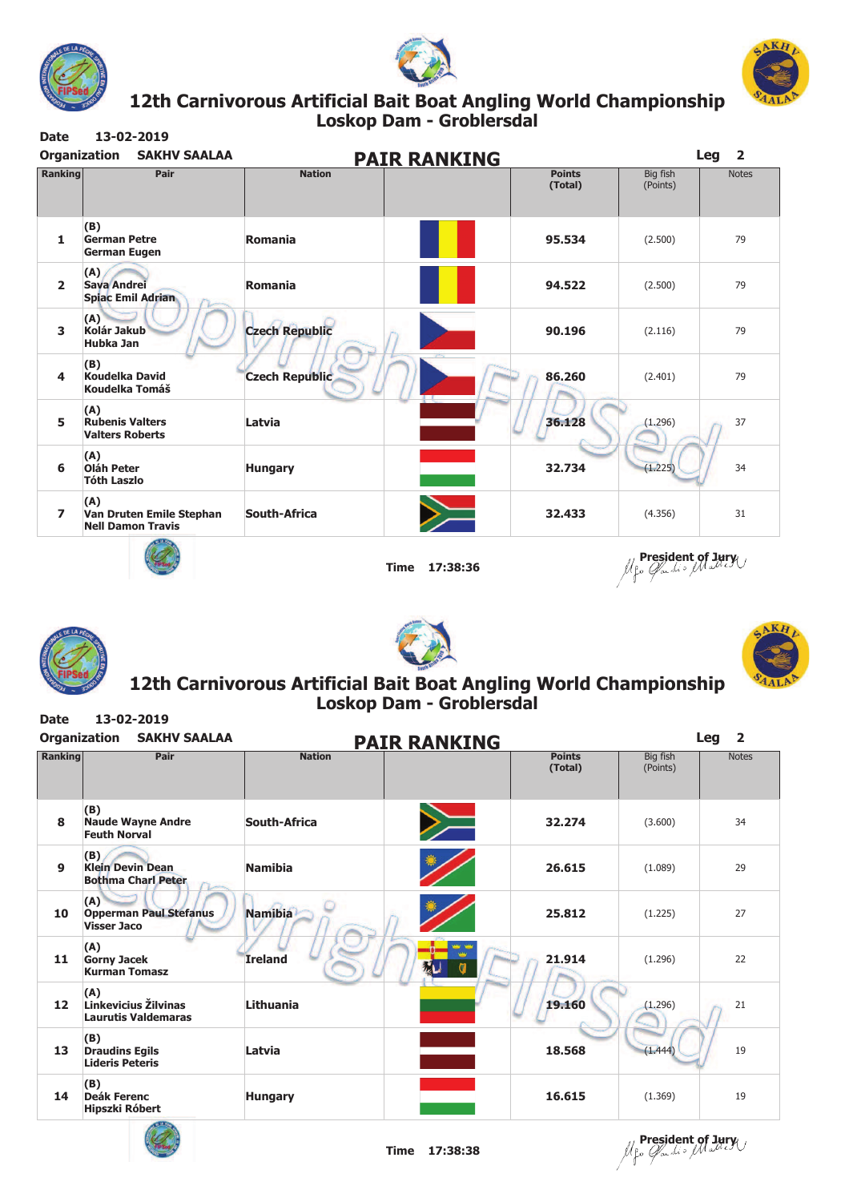# 12th Carnivorous Artificial Bait Boat Angling World Championship
## Loskop Dam - Groblersdal

**Date** 13-02-2019

**Organization** SAKHV SAALAA

## PAIR RANKING

**Leg** 2

| Ranking | Pair | Nation | | Points (Total) | Big fish (Points) | Notes |
|---|---|---|---|---|---|---|
| 1 | (B) German Petre German Eugen | Romania | | 95.534 | (2.500) | 79 |
| 2 | (A) Sava Andrei Spiac Emil Adrian | Romania | | 94.522 | (2.500) | 79 |
| 3 | (A) Kolár Jakub Hubka Jan | Czech Republic | | 90.196 | (2.116) | 79 |
| 4 | (B) Koudelka David Koudelka Tomáš | Czech Republic | | 86.260 | (2.401) | 79 |
| 5 | (A) Rubenis Valters Valters Roberts | Latvia | | 36.128 | (1.296) | 37 |
| 6 | (A) Oláh Peter Tóth Laszlo | Hungary | | 32.734 | (1.225) | 34 |
| 7 | (A) Van Druten Emile Stephan Nell Damon Travis | South-Africa | | 32.433 | (4.356) | 31 |

**Time** 17:38:36

President of Jury

# 12th Carnivorous Artificial Bait Boat Angling World Championship
## Loskop Dam - Groblersdal

**Date** 13-02-2019

**Organization** SAKHV SAALAA

## PAIR RANKING

**Leg** 2

| Ranking | Pair | Nation | | Points (Total) | Big fish (Points) | Notes |
|---|---|---|---|---|---|---|
| 8 | (B) Naude Wayne Andre Feuth Norval | South-Africa | | 32.274 | (3.600) | 34 |
| 9 | (B) Klein Devin Dean Bothma Charl Peter | Namibia | | 26.615 | (1.089) | 29 |
| 10 | (A) Opperman Paul Stefanus Visser Jaco | Namibia | | 25.812 | (1.225) | 27 |
| 11 | (A) Gorny Jacek Kurman Tomasz | Ireland | | 21.914 | (1.296) | 22 |
| 12 | (A) Linkevicius Žilvinas Laurutis Valdemaras | Lithuania | | 19.160 | (1.296) | 21 |
| 13 | (B) Draudins Egils Lideris Peteris | Latvia | | 18.568 | (1.444) | 19 |
| 14 | (B) Deák Ferenc Hipszki Róbert | Hungary | | 16.615 | (1.369) | 19 |

**Time** 17:38:38

President of Jury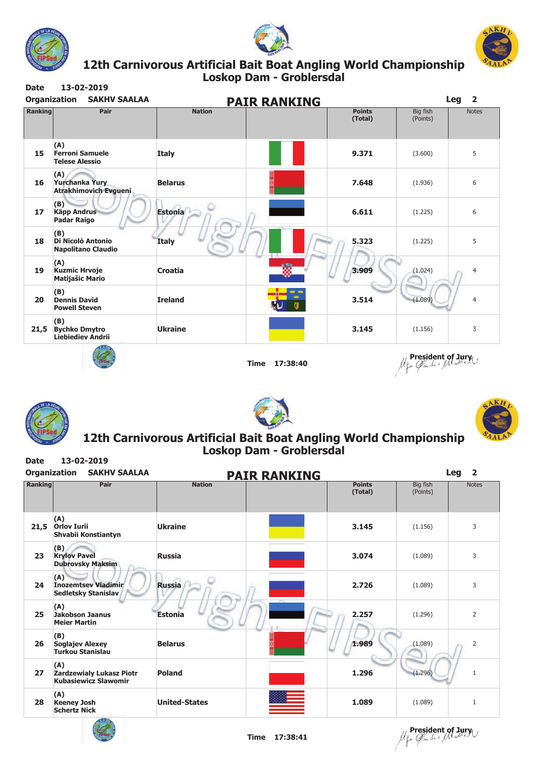## 12th Carnivorous Artificial Bait Boat Angling World Championship
### Loskop Dam - Groblersdal

**Date** 13-02-2019

**Organization** SAKHV SAALAA

**PAIR RANKING**

**Leg** 2

| Ranking | Pair | Nation | | Points (Total) | Big fish (Points) | Notes |
|---|---|---|---|---|---|---|
| 15 | (A) Ferroni Samuele Telese Alessio | Italy | | 9.371 | (3.600) | 5 |
| 16 | (A) Yurchanka Yury Atrakhimovich Evgueni | Belarus | | 7.648 | (1.936) | 6 |
| 17 | (B) Käpp Andrus Padar Raigo | Estonia | | 6.611 | (1.225) | 6 |
| 18 | (B) Di Nicolò Antonio Napolitano Claudio | Italy | | 5.323 | (1.225) | 5 |
| 19 | (A) Kuzmic Hrvoje Matijašic Mario | Croatia | | 3.909 | (1.024) | 4 |
| 20 | (B) Dennis David Powell Steven | Ireland | | 3.514 | (1.089) | 4 |
| 21,5 | (B) Bychko Dmytro Liebiediev Andrii | Ukraine | | 3.145 | (1.156) | 3 |

**Time** 17:38:40

**President of Jury**

## 12th Carnivorous Artificial Bait Boat Angling World Championship
### Loskop Dam - Groblersdal

**Date** 13-02-2019

**Organization** SAKHV SAALAA

**PAIR RANKING**

**Leg** 2

| Ranking | Pair | Nation | | Points (Total) | Big fish (Points) | Notes |
|---|---|---|---|---|---|---|
| 21,5 | (A) Orlov Iurii Shvabii Konstiantyn | Ukraine | | 3.145 | (1.156) | 3 |
| 23 | (B) Krylov Pavel Dubrovsky Maksim | Russia | | 3.074 | (1.089) | 3 |
| 24 | (A) Inozemtsev Vladimir Sedletsky Stanislav | Russia | | 2.726 | (1.089) | 3 |
| 25 | (A) Jakobson Jaanus Meier Martin | Estonia | | 2.257 | (1.296) | 2 |
| 26 | (B) Soglajev Alexey Turkou Stanislau | Belarus | | 1.989 | (1.089) | 2 |
| 27 | (A) Zardzewialy Lukasz Piotr Kubasiewicz Slawomir | Poland | | 1.296 | (1.296) | 1 |
| 28 | (A) Keeney Josh Schertz Nick | United-States | | 1.089 | (1.089) | 1 |

**Time** 17:38:41

**President of Jury**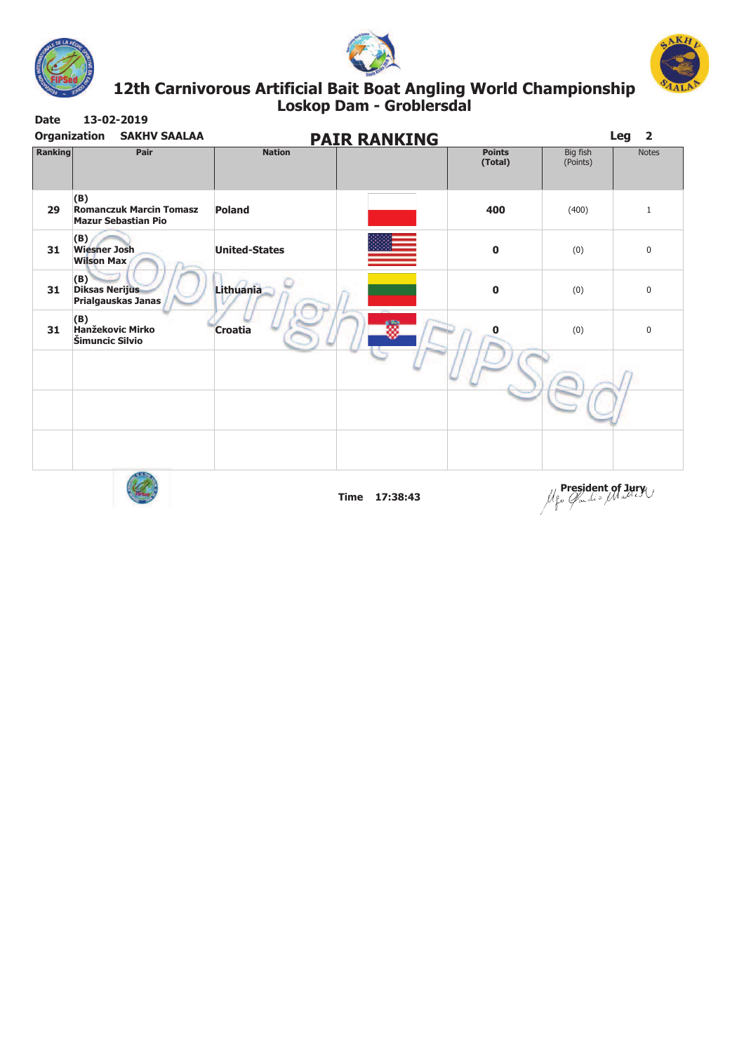# 12th Carnivorous Artificial Bait Boat Angling World Championship
## Loskop Dam - Groblersdal

**Date** 13-02-2019

**Organization** SAKHV SAALAA

## PAIR RANKING

**Leg** 2

| Ranking | Pair | Nation | | Points (Total) | Big fish (Points) | Notes |
|---|---|---|---|---|---|---|
| 29 | (B) Romanczuk Marcin Tomasz Mazur Sebastian Pio | Poland | | 400 | (400) | 1 |
| 31 | (B) Wiesner Josh Wilson Max | United-States | | 0 | (0) | 0 |
| 31 | (B) Diksas Nerijus Prialgauskas Janas | Lithuania | | 0 | (0) | 0 |
| 31 | (B) Hanžekovic Mirko Šimuncic Silvio | Croatia | | 0 | (0) | 0 |

**Time** 17:38:43

President of Jury